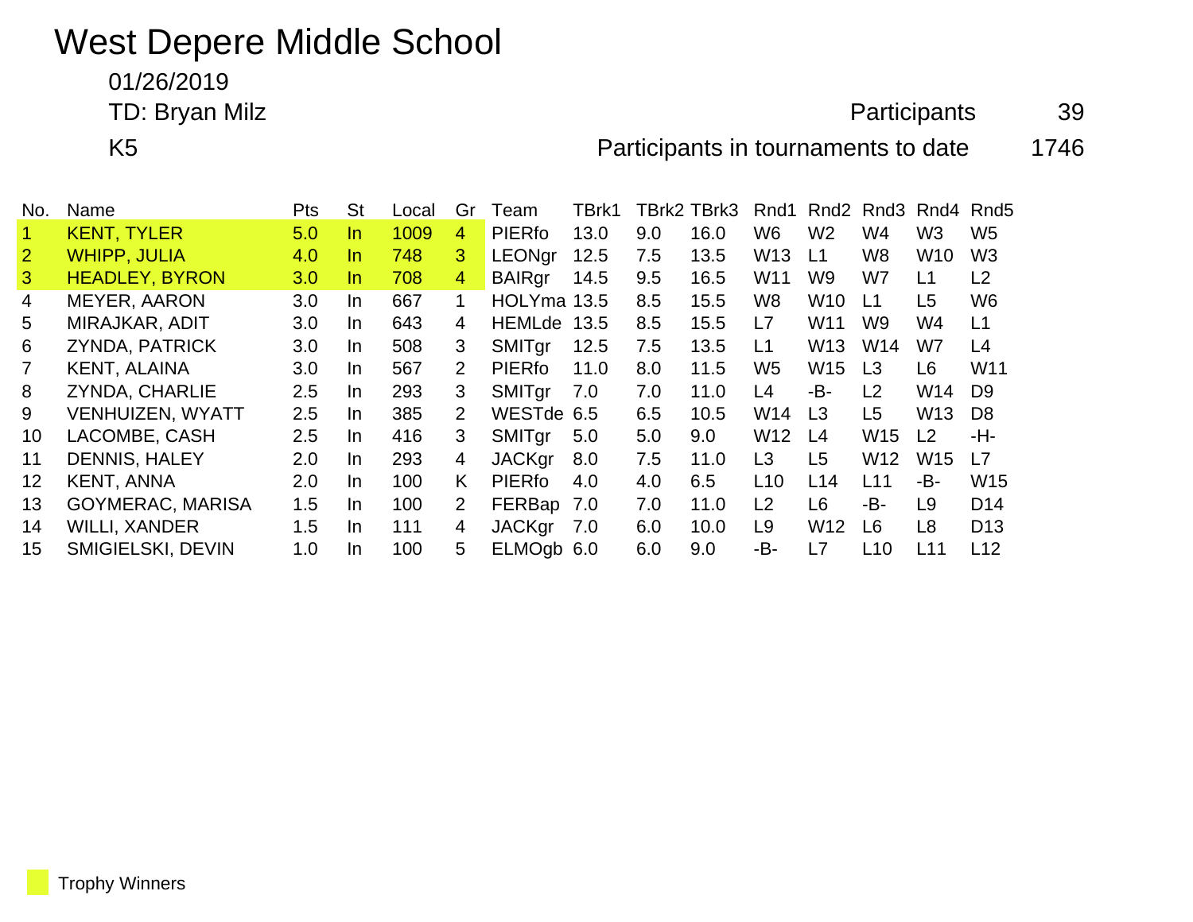# West Depere Middle School

01/26/2019

TD: Bryan Milz

K5

Participants 39

Participants in tournaments to date 1746

| No. | Name | Pts | St | Local | Gr | Team | TBrk1 | TBrk2 | TBrk3 | Rnd1 | Rnd2 | Rnd3 | Rnd4 | Rnd5 |
|---|---|---|---|---|---|---|---|---|---|---|---|---|---|---|
| 1 | KENT, TYLER | 5.0 | In | 1009 | 4 | PIERfo | 13.0 | 9.0 | 16.0 | W6 | W2 | W4 | W3 | W5 |
| 2 | WHIPP, JULIA | 4.0 | In | 748 | 3 | LEONgr | 12.5 | 7.5 | 13.5 | W13 | L1 | W8 | W10 | W3 |
| 3 | HEADLEY, BYRON | 3.0 | In | 708 | 4 | BAIRgr | 14.5 | 9.5 | 16.5 | W11 | W9 | W7 | L1 | L2 |
| 4 | MEYER, AARON | 3.0 | In | 667 | 1 | HOLYma | 13.5 | 8.5 | 15.5 | W8 | W10 | L1 | L5 | W6 |
| 5 | MIRAJKAR, ADIT | 3.0 | In | 643 | 4 | HEMLde | 13.5 | 8.5 | 15.5 | L7 | W11 | W9 | W4 | L1 |
| 6 | ZYNDA, PATRICK | 3.0 | In | 508 | 3 | SMITgr | 12.5 | 7.5 | 13.5 | L1 | W13 | W14 | W7 | L4 |
| 7 | KENT, ALAINA | 3.0 | In | 567 | 2 | PIERfo | 11.0 | 8.0 | 11.5 | W5 | W15 | L3 | L6 | W11 |
| 8 | ZYNDA, CHARLIE | 2.5 | In | 293 | 3 | SMITgr | 7.0 | 7.0 | 11.0 | L4 | -B- | L2 | W14 | D9 |
| 9 | VENHUIZEN, WYATT | 2.5 | In | 385 | 2 | WESTde | 6.5 | 6.5 | 10.5 | W14 | L3 | L5 | W13 | D8 |
| 10 | LACOMBE, CASH | 2.5 | In | 416 | 3 | SMITgr | 5.0 | 5.0 | 9.0 | W12 | L4 | W15 | L2 | -H- |
| 11 | DENNIS, HALEY | 2.0 | In | 293 | 4 | JACKgr | 8.0 | 7.5 | 11.0 | L3 | L5 | W12 | W15 | L7 |
| 12 | KENT, ANNA | 2.0 | In | 100 | K | PIERfo | 4.0 | 4.0 | 6.5 | L10 | L14 | L11 | -B- | W15 |
| 13 | GOYMERAC, MARISA | 1.5 | In | 100 | 2 | FERBap | 7.0 | 7.0 | 11.0 | L2 | L6 | -B- | L9 | D14 |
| 14 | WILLI, XANDER | 1.5 | In | 111 | 4 | JACKgr | 7.0 | 6.0 | 10.0 | L9 | W12 | L6 | L8 | D13 |
| 15 | SMIGIELSKI, DEVIN | 1.0 | In | 100 | 5 | ELMOgb | 6.0 | 6.0 | 9.0 | -B- | L7 | L10 | L11 | L12 |

Trophy Winners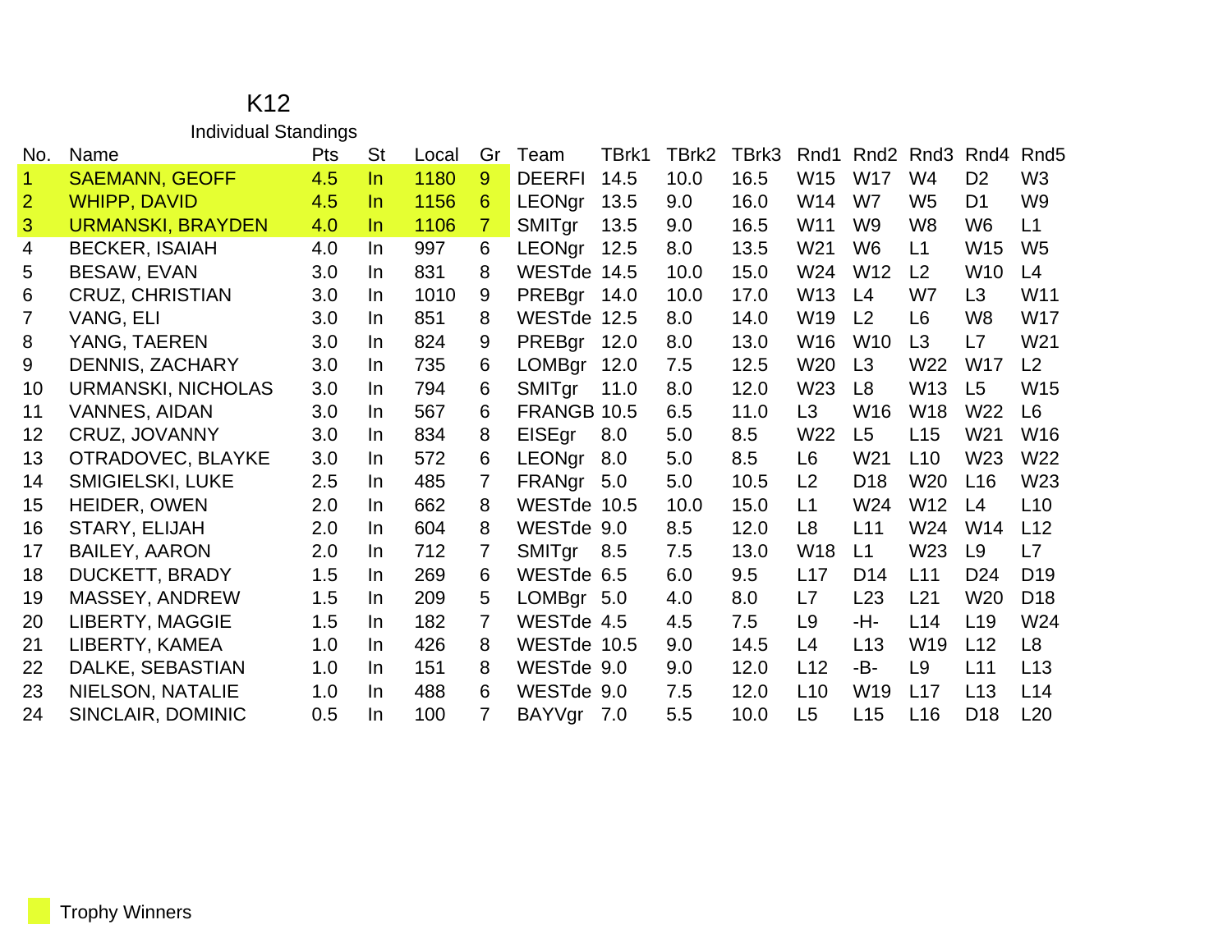# K12

## Individual Standings

| No. | Name | Pts | St | Local | Gr | Team | TBrk1 | TBrk2 | TBrk3 | Rnd1 | Rnd2 | Rnd3 | Rnd4 | Rnd5 |
|---|---|---|---|---|---|---|---|---|---|---|---|---|---|---|
| 1 | SAEMANN, GEOFF | 4.5 | In | 1180 | 9 | DEERFI | 14.5 | 10.0 | 16.5 | W15 | W17 | W4 | D2 | W3 |
| 2 | WHIPP, DAVID | 4.5 | In | 1156 | 6 | LEONgr | 13.5 | 9.0 | 16.0 | W14 | W7 | W5 | D1 | W9 |
| 3 | URMANSKI, BRAYDEN | 4.0 | In | 1106 | 7 | SMITgr | 13.5 | 9.0 | 16.5 | W11 | W9 | W8 | W6 | L1 |
| 4 | BECKER, ISAIAH | 4.0 | In | 997 | 6 | LEONgr | 12.5 | 8.0 | 13.5 | W21 | W6 | L1 | W15 | W5 |
| 5 | BESAW, EVAN | 3.0 | In | 831 | 8 | WESTde | 14.5 | 10.0 | 15.0 | W24 | W12 | L2 | W10 | L4 |
| 6 | CRUZ, CHRISTIAN | 3.0 | In | 1010 | 9 | PREBgr | 14.0 | 10.0 | 17.0 | W13 | L4 | W7 | L3 | W11 |
| 7 | VANG, ELI | 3.0 | In | 851 | 8 | WESTde | 12.5 | 8.0 | 14.0 | W19 | L2 | L6 | W8 | W17 |
| 8 | YANG, TAEREN | 3.0 | In | 824 | 9 | PREBgr | 12.0 | 8.0 | 13.0 | W16 | W10 | L3 | L7 | W21 |
| 9 | DENNIS, ZACHARY | 3.0 | In | 735 | 6 | LOMBgr | 12.0 | 7.5 | 12.5 | W20 | L3 | W22 | W17 | L2 |
| 10 | URMANSKI, NICHOLAS | 3.0 | In | 794 | 6 | SMITgr | 11.0 | 8.0 | 12.0 | W23 | L8 | W13 | L5 | W15 |
| 11 | VANNES, AIDAN | 3.0 | In | 567 | 6 | FRANGB | 10.5 | 6.5 | 11.0 | L3 | W16 | W18 | W22 | L6 |
| 12 | CRUZ, JOVANNY | 3.0 | In | 834 | 8 | EISEgr | 8.0 | 5.0 | 8.5 | W22 | L5 | L15 | W21 | W16 |
| 13 | OTRADOVEC, BLAYKE | 3.0 | In | 572 | 6 | LEONgr | 8.0 | 5.0 | 8.5 | L6 | W21 | L10 | W23 | W22 |
| 14 | SMIGIELSKI, LUKE | 2.5 | In | 485 | 7 | FRANgr | 5.0 | 5.0 | 10.5 | L2 | D18 | W20 | L16 | W23 |
| 15 | HEIDER, OWEN | 2.0 | In | 662 | 8 | WESTde | 10.5 | 10.0 | 15.0 | L1 | W24 | W12 | L4 | L10 |
| 16 | STARY, ELIJAH | 2.0 | In | 604 | 8 | WESTde | 9.0 | 8.5 | 12.0 | L8 | L11 | W24 | W14 | L12 |
| 17 | BAILEY, AARON | 2.0 | In | 712 | 7 | SMITgr | 8.5 | 7.5 | 13.0 | W18 | L1 | W23 | L9 | L7 |
| 18 | DUCKETT, BRADY | 1.5 | In | 269 | 6 | WESTde | 6.5 | 6.0 | 9.5 | L17 | D14 | L11 | D24 | D19 |
| 19 | MASSEY, ANDREW | 1.5 | In | 209 | 5 | LOMBgr | 5.0 | 4.0 | 8.0 | L7 | L23 | L21 | W20 | D18 |
| 20 | LIBERTY, MAGGIE | 1.5 | In | 182 | 7 | WESTde | 4.5 | 4.5 | 7.5 | L9 | -H- | L14 | L19 | W24 |
| 21 | LIBERTY, KAMEA | 1.0 | In | 426 | 8 | WESTde | 10.5 | 9.0 | 14.5 | L4 | L13 | W19 | L12 | L8 |
| 22 | DALKE, SEBASTIAN | 1.0 | In | 151 | 8 | WESTde | 9.0 | 9.0 | 12.0 | L12 | -B- | L9 | L11 | L13 |
| 23 | NIELSON, NATALIE | 1.0 | In | 488 | 6 | WESTde | 9.0 | 7.5 | 12.0 | L10 | W19 | L17 | L13 | L14 |
| 24 | SINCLAIR, DOMINIC | 0.5 | In | 100 | 7 | BAYVgr | 7.0 | 5.5 | 10.0 | L5 | L15 | L16 | D18 | L20 |

Trophy Winners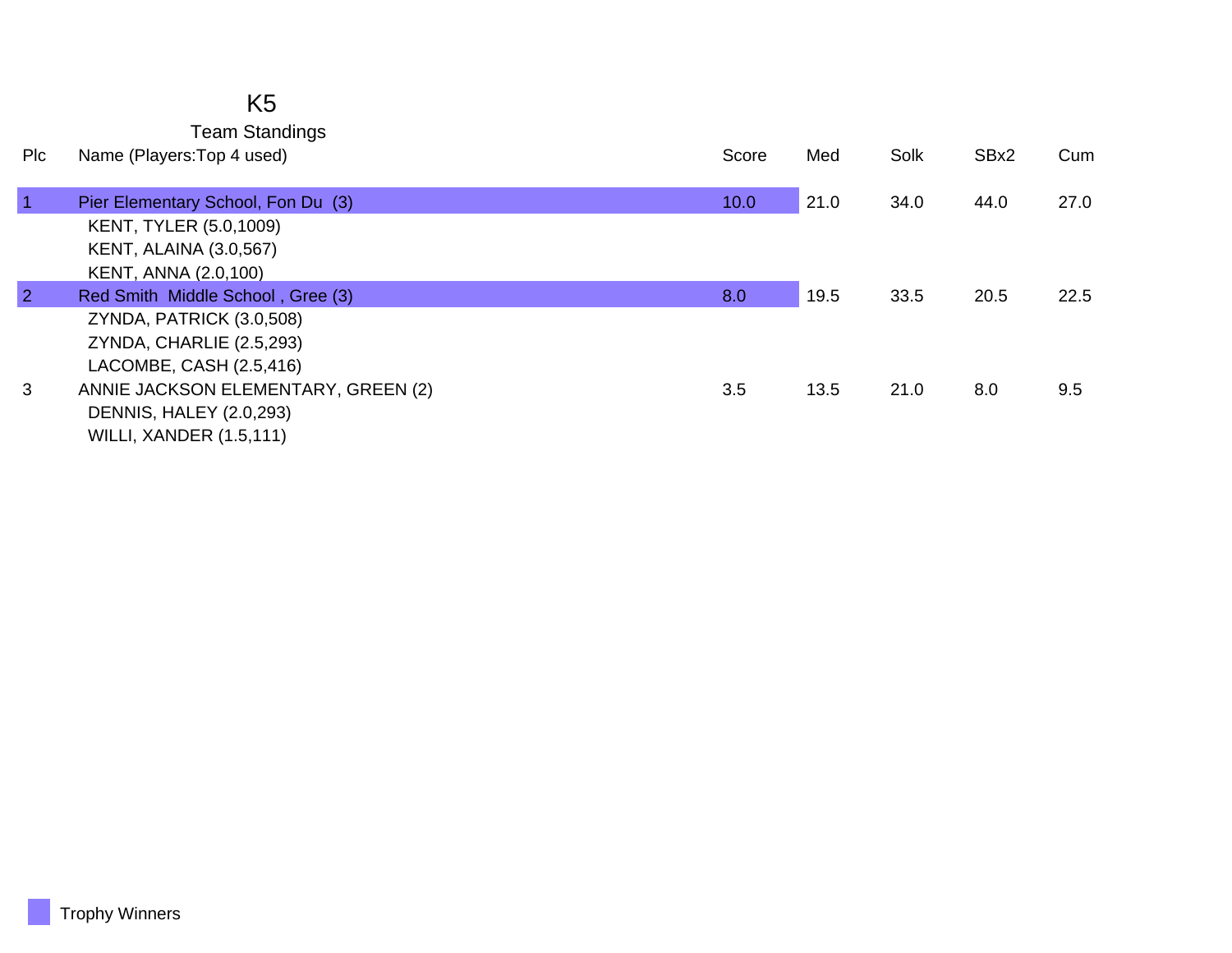# K5

## Team Standings

| Plc | Name (Players:Top 4 used) | Score | Med | Solk | SBx2 | Cum |
|---|---|---|---|---|---|---|
| 1 | Pier Elementary School, Fon Du (3) | 10.0 | 21.0 | 34.0 | 44.0 | 27.0 |
| | KENT, TYLER (5.0,1009) | | | | | |
| | KENT, ALAINA (3.0,567) | | | | | |
| | KENT, ANNA (2.0,100) | | | | | |
| 2 | Red Smith Middle School , Gree (3) | 8.0 | 19.5 | 33.5 | 20.5 | 22.5 |
| | ZYNDA, PATRICK (3.0,508) | | | | | |
| | ZYNDA, CHARLIE (2.5,293) | | | | | |
| | LACOMBE, CASH (2.5,416) | | | | | |
| 3 | ANNIE JACKSON ELEMENTARY, GREEN (2) | 3.5 | 13.5 | 21.0 | 8.0 | 9.5 |
| | DENNIS, HALEY (2.0,293) | | | | | |
| | WILLI, XANDER (1.5,111) | | | | | |

Trophy Winners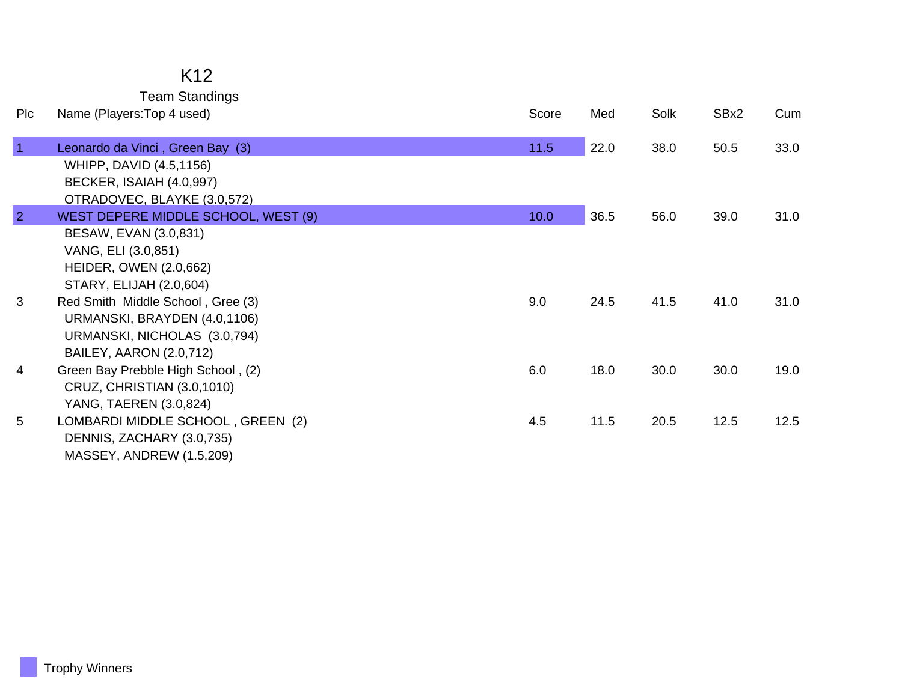# K12

## Team Standings

| Plc | Name (Players:Top 4 used) | Score | Med | Solk | SBx2 | Cum |
|---|---|---|---|---|---|---|
| 1 | Leonardo da Vinci , Green Bay (3) | 11.5 | 22.0 | 38.0 | 50.5 | 33.0 |
| | WHIPP, DAVID (4.5,1156) | | | | | |
| | BECKER, ISAIAH (4.0,997) | | | | | |
| | OTRADOVEC, BLAYKE (3.0,572) | | | | | |
| 2 | WEST DEPERE MIDDLE SCHOOL, WEST (9) | 10.0 | 36.5 | 56.0 | 39.0 | 31.0 |
| | BESAW, EVAN (3.0,831) | | | | | |
| | VANG, ELI (3.0,851) | | | | | |
| | HEIDER, OWEN (2.0,662) | | | | | |
| | STARY, ELIJAH (2.0,604) | | | | | |
| 3 | Red Smith Middle School , Gree (3) | 9.0 | 24.5 | 41.5 | 41.0 | 31.0 |
| | URMANSKI, BRAYDEN (4.0,1106) | | | | | |
| | URMANSKI, NICHOLAS (3.0,794) | | | | | |
| | BAILEY, AARON (2.0,712) | | | | | |
| 4 | Green Bay Prebble High School , (2) | 6.0 | 18.0 | 30.0 | 30.0 | 19.0 |
| | CRUZ, CHRISTIAN (3.0,1010) | | | | | |
| | YANG, TAEREN (3.0,824) | | | | | |
| 5 | LOMBARDI MIDDLE SCHOOL , GREEN (2) | 4.5 | 11.5 | 20.5 | 12.5 | 12.5 |
| | DENNIS, ZACHARY (3.0,735) | | | | | |
| | MASSEY, ANDREW (1.5,209) | | | | | |

Trophy Winners